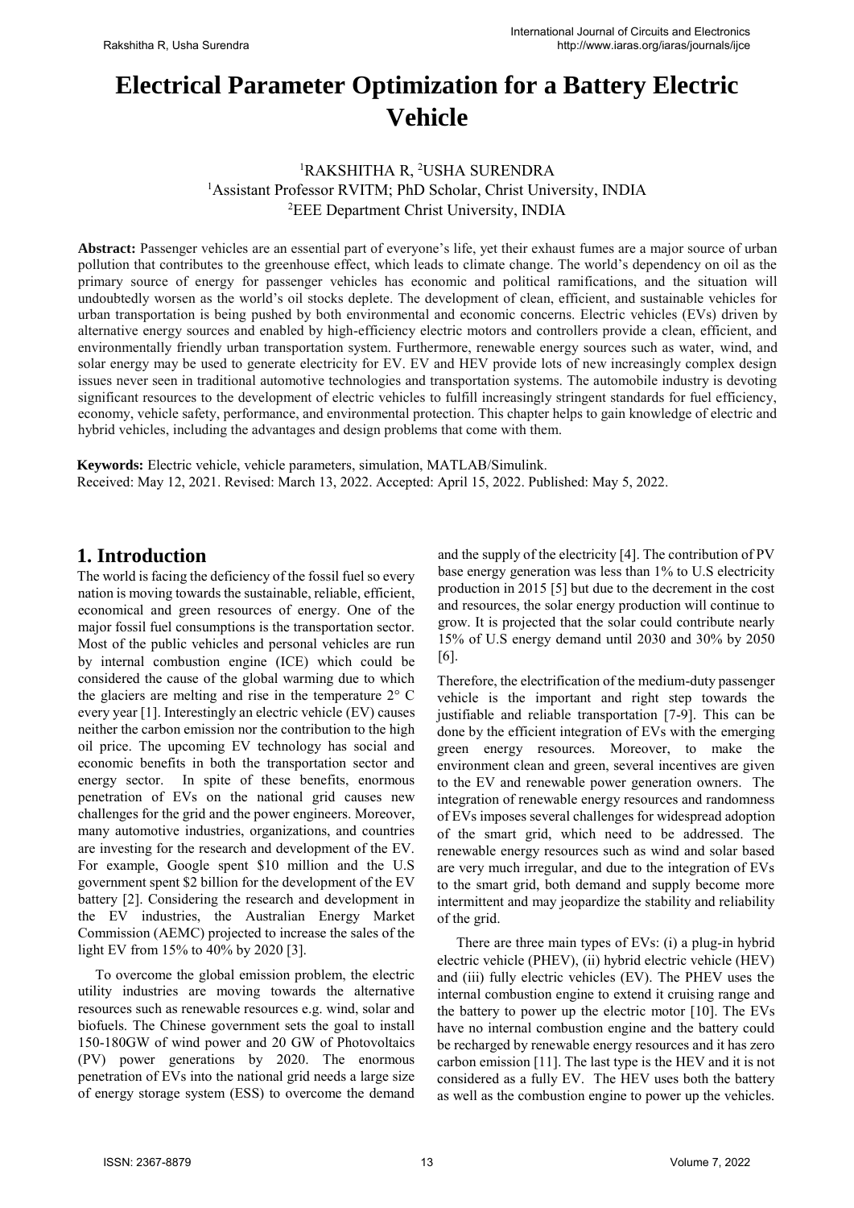# Electrical Parameter Optimization for a Battery Electric Vehicle

[1]RAKSHITHA R, [2]USHA SURENDRA
[1]Assistant Professor RVITM; PhD Scholar, Christ University, INDIA
[2]EEE Department Christ University, INDIA

**Abstract:** Passenger vehicles are an essential part of everyone's life, yet their exhaust fumes are a major source of urban pollution that contributes to the greenhouse effect, which leads to climate change. The world's dependency on oil as the primary source of energy for passenger vehicles has economic and political ramifications, and the situation will undoubtedly worsen as the world's oil stocks deplete. The development of clean, efficient, and sustainable vehicles for urban transportation is being pushed by both environmental and economic concerns. Electric vehicles (EVs) driven by alternative energy sources and enabled by high-efficiency electric motors and controllers provide a clean, efficient, and environmentally friendly urban transportation system. Furthermore, renewable energy sources such as water, wind, and solar energy may be used to generate electricity for EV. EV and HEV provide lots of new increasingly complex design issues never seen in traditional automotive technologies and transportation systems. The automobile industry is devoting significant resources to the development of electric vehicles to fulfill increasingly stringent standards for fuel efficiency, economy, vehicle safety, performance, and environmental protection. This chapter helps to gain knowledge of electric and hybrid vehicles, including the advantages and design problems that come with them.

**Keywords:** Electric vehicle, vehicle parameters, simulation, MATLAB/Simulink.
Received: May 12, 2021. Revised: March 13, 2022. Accepted: April 15, 2022. Published: May 5, 2022.

## 1. Introduction

The world is facing the deficiency of the fossil fuel so every nation is moving towards the sustainable, reliable, efficient, economical and green resources of energy. One of the major fossil fuel consumptions is the transportation sector. Most of the public vehicles and personal vehicles are run by internal combustion engine (ICE) which could be considered the cause of the global warming due to which the glaciers are melting and rise in the temperature 2° C every year [1]. Interestingly an electric vehicle (EV) causes neither the carbon emission nor the contribution to the high oil price. The upcoming EV technology has social and economic benefits in both the transportation sector and energy sector. In spite of these benefits, enormous penetration of EVs on the national grid causes new challenges for the grid and the power engineers. Moreover, many automotive industries, organizations, and countries are investing for the research and development of the EV. For example, Google spent $10 million and the U.S government spent $2 billion for the development of the EV battery [2]. Considering the research and development in the EV industries, the Australian Energy Market Commission (AEMC) projected to increase the sales of the light EV from 15% to 40% by 2020 [3].

To overcome the global emission problem, the electric utility industries are moving towards the alternative resources such as renewable resources e.g. wind, solar and biofuels. The Chinese government sets the goal to install 150-180GW of wind power and 20 GW of Photovoltaics (PV) power generations by 2020. The enormous penetration of EVs into the national grid needs a large size of energy storage system (ESS) to overcome the demand and the supply of the electricity [4]. The contribution of PV base energy generation was less than 1% to U.S electricity production in 2015 [5] but due to the decrement in the cost and resources, the solar energy production will continue to grow. It is projected that the solar could contribute nearly 15% of U.S energy demand until 2030 and 30% by 2050 [6].

Therefore, the electrification of the medium-duty passenger vehicle is the important and right step towards the justifiable and reliable transportation [7-9]. This can be done by the efficient integration of EVs with the emerging green energy resources. Moreover, to make the environment clean and green, several incentives are given to the EV and renewable power generation owners. The integration of renewable energy resources and randomness of EVs imposes several challenges for widespread adoption of the smart grid, which need to be addressed. The renewable energy resources such as wind and solar based are very much irregular, and due to the integration of EVs to the smart grid, both demand and supply become more intermittent and may jeopardize the stability and reliability of the grid.

There are three main types of EVs: (i) a plug-in hybrid electric vehicle (PHEV), (ii) hybrid electric vehicle (HEV) and (iii) fully electric vehicles (EV). The PHEV uses the internal combustion engine to extend it cruising range and the battery to power up the electric motor [10]. The EVs have no internal combustion engine and the battery could be recharged by renewable energy resources and it has zero carbon emission [11]. The last type is the HEV and it is not considered as a fully EV. The HEV uses both the battery as well as the combustion engine to power up the vehicles.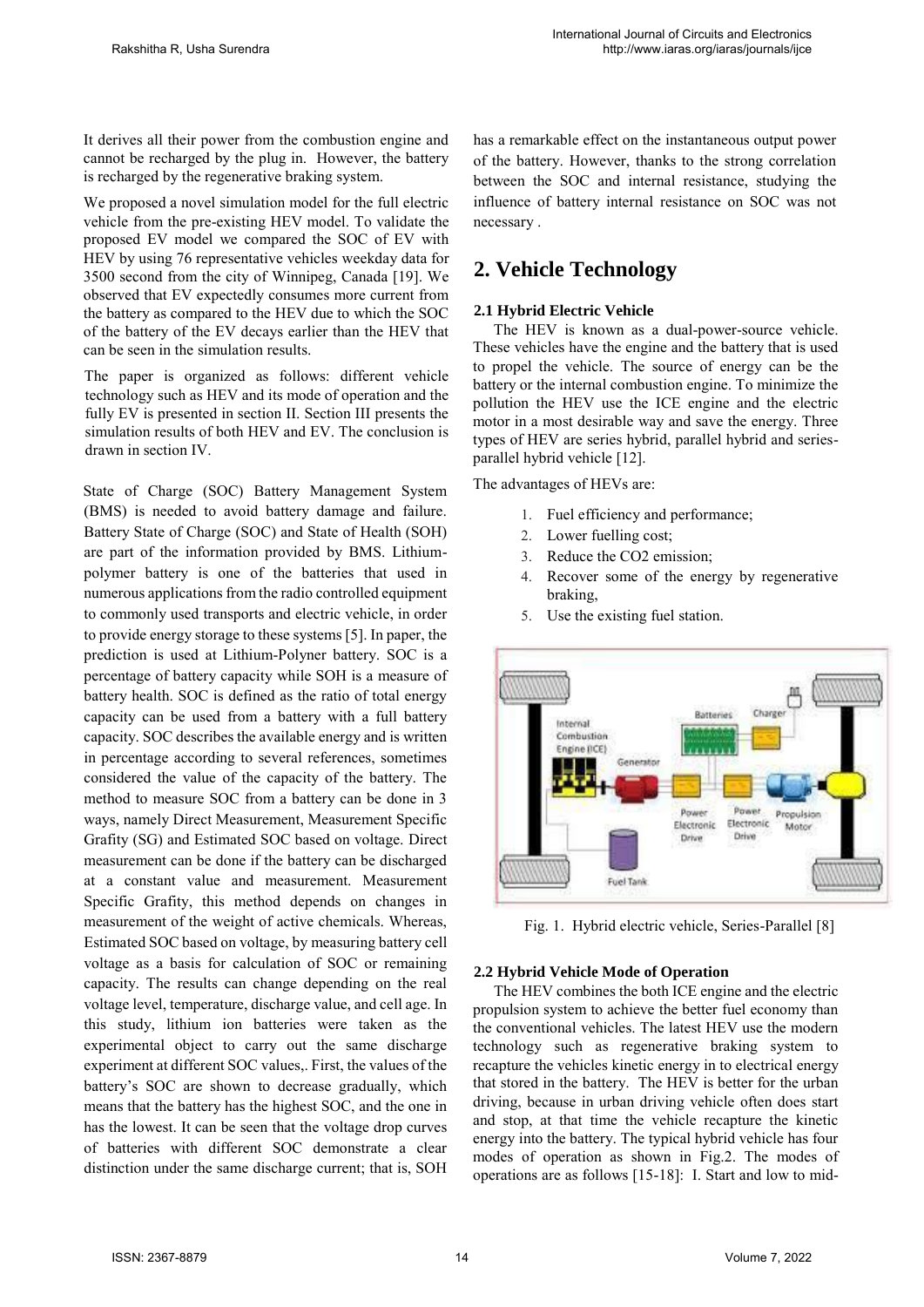It derives all their power from the combustion engine and cannot be recharged by the plug in. However, the battery is recharged by the regenerative braking system.

We proposed a novel simulation model for the full electric vehicle from the pre-existing HEV model. To validate the proposed EV model we compared the SOC of EV with HEV by using 76 representative vehicles weekday data for 3500 second from the city of Winnipeg, Canada [19]. We observed that EV expectedly consumes more current from the battery as compared to the HEV due to which the SOC of the battery of the EV decays earlier than the HEV that can be seen in the simulation results.

The paper is organized as follows: different vehicle technology such as HEV and its mode of operation and the fully EV is presented in section II. Section III presents the simulation results of both HEV and EV. The conclusion is drawn in section IV.

State of Charge (SOC) Battery Management System (BMS) is needed to avoid battery damage and failure. Battery State of Charge (SOC) and State of Health (SOH) are part of the information provided by BMS. Lithium-polymer battery is one of the batteries that used in numerous applications from the radio controlled equipment to commonly used transports and electric vehicle, in order to provide energy storage to these systems [5]. In paper, the prediction is used at Lithium-Polyner battery. SOC is a percentage of battery capacity while SOH is a measure of battery health. SOC is defined as the ratio of total energy capacity can be used from a battery with a full battery capacity. SOC describes the available energy and is written in percentage according to several references, sometimes considered the value of the capacity of the battery. The method to measure SOC from a battery can be done in 3 ways, namely Direct Measurement, Measurement Specific Grafity (SG) and Estimated SOC based on voltage. Direct measurement can be done if the battery can be discharged at a constant value and measurement. Measurement Specific Grafity, this method depends on changes in measurement of the weight of active chemicals. Whereas, Estimated SOC based on voltage, by measuring battery cell voltage as a basis for calculation of SOC or remaining capacity. The results can change depending on the real voltage level, temperature, discharge value, and cell age. In this study, lithium ion batteries were taken as the experimental object to carry out the same discharge experiment at different SOC values,. First, the values of the battery's SOC are shown to decrease gradually, which means that the battery has the highest SOC, and the one in has the lowest. It can be seen that the voltage drop curves of batteries with different SOC demonstrate a clear distinction under the same discharge current; that is, SOH has a remarkable effect on the instantaneous output power of the battery. However, thanks to the strong correlation between the SOC and internal resistance, studying the influence of battery internal resistance on SOC was not necessary .

# 2. Vehicle Technology

### 2.1 Hybrid Electric Vehicle

The HEV is known as a dual-power-source vehicle. These vehicles have the engine and the battery that is used to propel the vehicle. The source of energy can be the battery or the internal combustion engine. To minimize the pollution the HEV use the ICE engine and the electric motor in a most desirable way and save the energy. Three types of HEV are series hybrid, parallel hybrid and series-parallel hybrid vehicle [12].

The advantages of HEVs are:

1. Fuel efficiency and performance;
2. Lower fuelling cost;
3. Reduce the CO2 emission;
4. Recover some of the energy by regenerative braking,
5. Use the existing fuel station.

Fig. 1. Hybrid electric vehicle, Series-Parallel [8]

### 2.2 Hybrid Vehicle Mode of Operation

The HEV combines the both ICE engine and the electric propulsion system to achieve the better fuel economy than the conventional vehicles. The latest HEV use the modern technology such as regenerative braking system to recapture the vehicles kinetic energy in to electrical energy that stored in the battery. The HEV is better for the urban driving, because in urban driving vehicle often does start and stop, at that time the vehicle recapture the kinetic energy into the battery. The typical hybrid vehicle has four modes of operation as shown in Fig.2. The modes of operations are as follows [15-18]: I. Start and low to mid-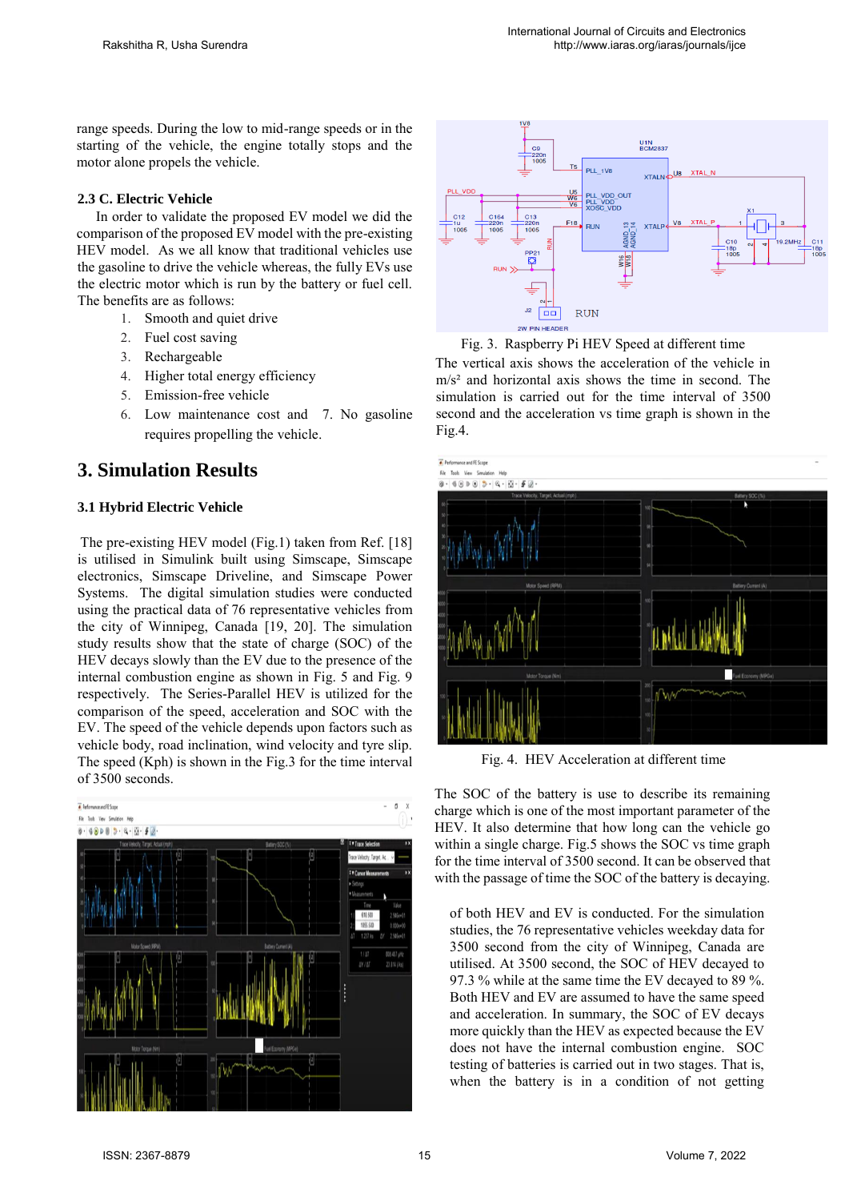range speeds. During the low to mid-range speeds or in the starting of the vehicle, the engine totally stops and the motor alone propels the vehicle.

### 2.3 C. Electric Vehicle

In order to validate the proposed EV model we did the comparison of the proposed EV model with the pre-existing HEV model. As we all know that traditional vehicles use the gasoline to drive the vehicle whereas, the fully EVs use the electric motor which is run by the battery or fuel cell. The benefits are as follows:

1. Smooth and quiet drive
2. Fuel cost saving
3. Rechargeable
4. Higher total energy efficiency
5. Emission-free vehicle
6. Low maintenance cost and 7. No gasoline requires propelling the vehicle.

## 3. Simulation Results

### 3.1 Hybrid Electric Vehicle

The pre-existing HEV model (Fig.1) taken from Ref. [18] is utilised in Simulink built using Simscape, Simscape electronics, Simscape Driveline, and Simscape Power Systems. The digital simulation studies were conducted using the practical data of 76 representative vehicles from the city of Winnipeg, Canada [19, 20]. The simulation study results show that the state of charge (SOC) of the HEV decays slowly than the EV due to the presence of the internal combustion engine as shown in Fig. 5 and Fig. 9 respectively. The Series-Parallel HEV is utilized for the comparison of the speed, acceleration and SOC with the EV. The speed of the vehicle depends upon factors such as vehicle body, road inclination, wind velocity and tyre slip. The speed (Kph) is shown in the Fig.3 for the time interval of 3500 seconds.

Fig. 3. Raspberry Pi HEV Speed at different time

The vertical axis shows the acceleration of the vehicle in m/s² and horizontal axis shows the time in second. The simulation is carried out for the time interval of 3500 second and the acceleration vs time graph is shown in the Fig.4.

Fig. 4. HEV Acceleration at different time

The SOC of the battery is use to describe its remaining charge which is one of the most important parameter of the HEV. It also determine that how long can the vehicle go within a single charge. Fig.5 shows the SOC vs time graph for the time interval of 3500 second. It can be observed that with the passage of time the SOC of the battery is decaying.

of both HEV and EV is conducted. For the simulation studies, the 76 representative vehicles weekday data for 3500 second from the city of Winnipeg, Canada are utilised. At 3500 second, the SOC of HEV decayed to 97.3 % while at the same time the EV decayed to 89 %. Both HEV and EV are assumed to have the same speed and acceleration. In summary, the SOC of EV decays more quickly than the HEV as expected because the EV does not have the internal combustion engine. SOC testing of batteries is carried out in two stages. That is, when the battery is in a condition of not getting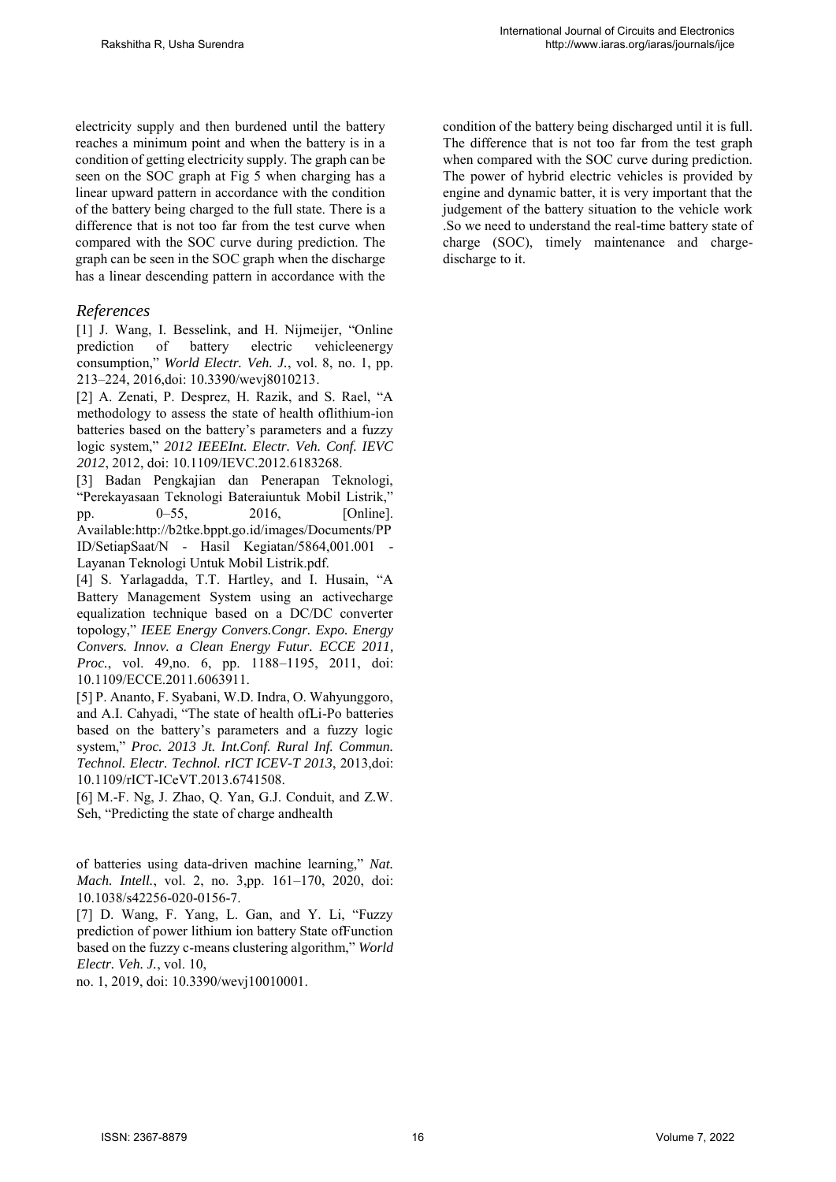electricity supply and then burdened until the battery reaches a minimum point and when the battery is in a condition of getting electricity supply. The graph can be seen on the SOC graph at Fig 5 when charging has a linear upward pattern in accordance with the condition of the battery being charged to the full state. There is a difference that is not too far from the test curve when compared with the SOC curve during prediction. The graph can be seen in the SOC graph when the discharge has a linear descending pattern in accordance with the condition of the battery being discharged until it is full. The difference that is not too far from the test graph when compared with the SOC curve during prediction. The power of hybrid electric vehicles is provided by engine and dynamic batter, it is very important that the judgement of the battery situation to the vehicle work .So we need to understand the real-time battery state of charge (SOC), timely maintenance and charge-discharge to it.

## *References*

[1] J. Wang, I. Besselink, and H. Nijmeijer, "Online prediction of battery electric vehicleenergy consumption," *World Electr. Veh. J.*, vol. 8, no. 1, pp. 213–224, 2016,doi: 10.3390/wevj8010213.

[2] A. Zenati, P. Desprez, H. Razik, and S. Rael, "A methodology to assess the state of health oflithium-ion batteries based on the battery's parameters and a fuzzy logic system," *2012 IEEEInt. Electr. Veh. Conf. IEVC 2012*, 2012, doi: 10.1109/IEVC.2012.6183268.

[3] Badan Pengkajian dan Penerapan Teknologi, "Perekayasaan Teknologi Bateraiuntuk Mobil Listrik," pp. 0–55, 2016, [Online]. Available:http://b2tke.bppt.go.id/images/Documents/PPID/SetiapSaat/N - Hasil Kegiatan/5864,001.001 - Layanan Teknologi Untuk Mobil Listrik.pdf.

[4] S. Yarlagadda, T.T. Hartley, and I. Husain, "A Battery Management System using an activecharge equalization technique based on a DC/DC converter topology," *IEEE Energy Convers.Congr. Expo. Energy Convers. Innov. a Clean Energy Futur. ECCE 2011, Proc.*, vol. 49,no. 6, pp. 1188–1195, 2011, doi: 10.1109/ECCE.2011.6063911.

[5] P. Ananto, F. Syabani, W.D. Indra, O. Wahyunggoro, and A.I. Cahyadi, "The state of health ofLi-Po batteries based on the battery's parameters and a fuzzy logic system," *Proc. 2013 Jt. Int.Conf. Rural Inf. Commun. Technol. Electr. Technol. rICT ICEV-T 2013*, 2013,doi: 10.1109/rICT-ICeVT.2013.6741508.

[6] M.-F. Ng, J. Zhao, Q. Yan, G.J. Conduit, and Z.W. Seh, "Predicting the state of charge andhealth of batteries using data-driven machine learning," *Nat. Mach. Intell.*, vol. 2, no. 3,pp. 161–170, 2020, doi: 10.1038/s42256-020-0156-7.

[7] D. Wang, F. Yang, L. Gan, and Y. Li, "Fuzzy prediction of power lithium ion battery State ofFunction based on the fuzzy c-means clustering algorithm," *World Electr. Veh. J.*, vol. 10, no. 1, 2019, doi: 10.3390/wevj10010001.